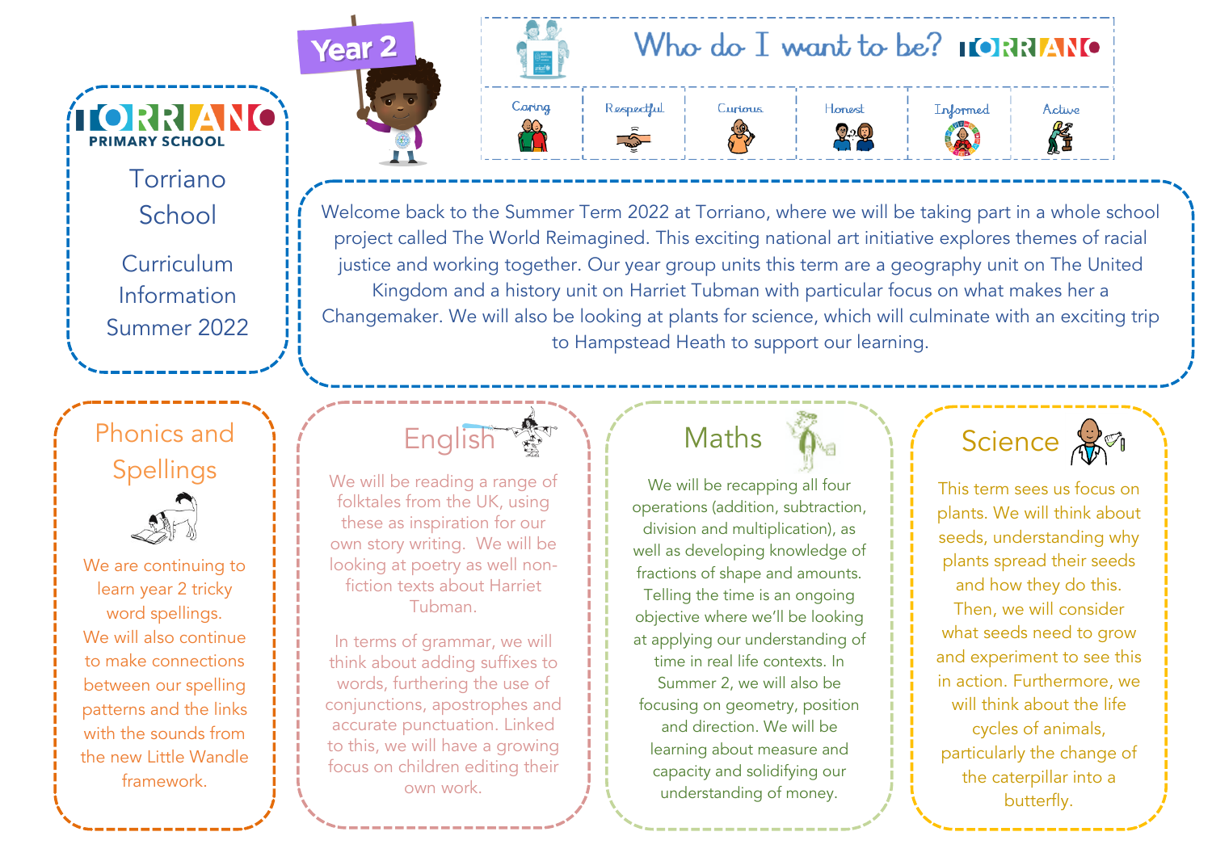Year 2

# Who do I want to be? TORRIANO

| Caring | Respectful | Curious | Honest | Informed | Active |
| --- | --- | --- | --- | --- | --- |

TORRIANO PRIMARY SCHOOL

# Torriano School

## Curriculum Information Summer 2022

Welcome back to the Summer Term 2022 at Torriano, where we will be taking part in a whole school project called The World Reimagined. This exciting national art initiative explores themes of racial justice and working together. Our year group units this term are a geography unit on The United Kingdom and a history unit on Harriet Tubman with particular focus on what makes her a Changemaker. We will also be looking at plants for science, which will culminate with an exciting trip to Hampstead Heath to support our learning.

## Phonics and Spellings

We are continuing to learn year 2 tricky word spellings. We will also continue to make connections between our spelling patterns and the links with the sounds from the new Little Wandle framework.

## English

We will be reading a range of folktales from the UK, using these as inspiration for our own story writing. We will be looking at poetry as well non-fiction texts about Harriet Tubman.

In terms of grammar, we will think about adding suffixes to words, furthering the use of conjunctions, apostrophes and accurate punctuation. Linked to this, we will have a growing focus on children editing their own work.

## Maths

We will be recapping all four operations (addition, subtraction, division and multiplication), as well as developing knowledge of fractions of shape and amounts. Telling the time is an ongoing objective where we'll be looking at applying our understanding of time in real life contexts. In Summer 2, we will also be focusing on geometry, position and direction. We will be learning about measure and capacity and solidifying our understanding of money.

## Science

This term sees us focus on plants. We will think about seeds, understanding why plants spread their seeds and how they do this. Then, we will consider what seeds need to grow and experiment to see this in action. Furthermore, we will think about the life cycles of animals, particularly the change of the caterpillar into a butterfly.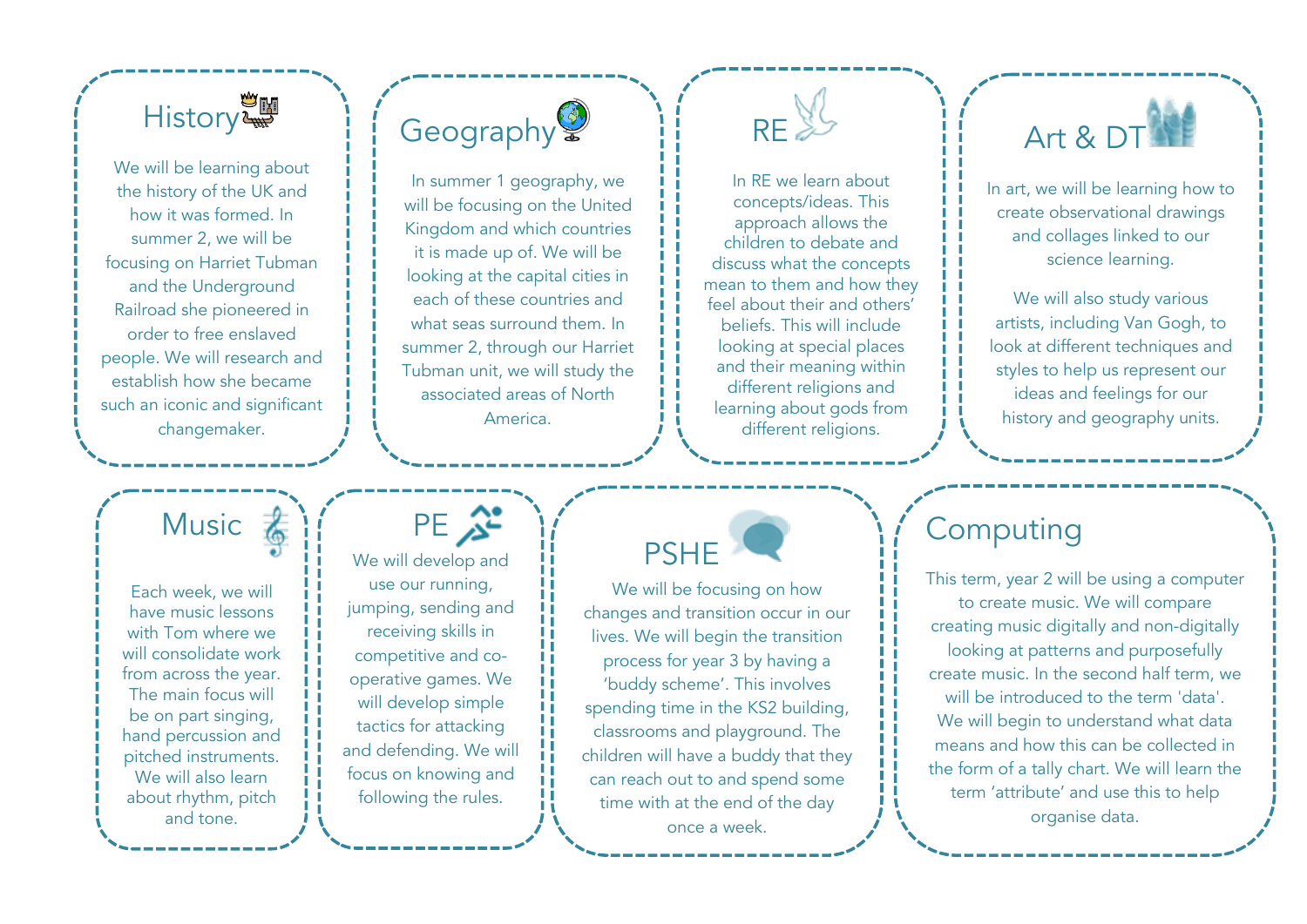## History

We will be learning about the history of the UK and how it was formed. In summer 2, we will be focusing on Harriet Tubman and the Underground Railroad she pioneered in order to free enslaved people. We will research and establish how she became such an iconic and significant changemaker.

## Geography

In summer 1 geography, we will be focusing on the United Kingdom and which countries it is made up of. We will be looking at the capital cities in each of these countries and what seas surround them. In summer 2, through our Harriet Tubman unit, we will study the associated areas of North America.

## RE

In RE we learn about concepts/ideas. This approach allows the children to debate and discuss what the concepts mean to them and how they feel about their and others' beliefs. This will include looking at special places and their meaning within different religions and learning about gods from different religions.

## Art & DT

In art, we will be learning how to create observational drawings and collages linked to our science learning.

We will also study various artists, including Van Gogh, to look at different techniques and styles to help us represent our ideas and feelings for our history and geography units.

## Music

Each week, we will have music lessons with Tom where we will consolidate work from across the year. The main focus will be on part singing, hand percussion and pitched instruments. We will also learn about rhythm, pitch and tone.

## PE

We will develop and use our running, jumping, sending and receiving skills in competitive and co-operative games. We will develop simple tactics for attacking and defending. We will focus on knowing and following the rules.

## PSHE

We will be focusing on how changes and transition occur in our lives. We will begin the transition process for year 3 by having a 'buddy scheme'. This involves spending time in the KS2 building, classrooms and playground. The children will have a buddy that they can reach out to and spend some time with at the end of the day once a week.

## Computing

This term, year 2 will be using a computer to create music. We will compare creating music digitally and non-digitally looking at patterns and purposefully create music. In the second half term, we will be introduced to the term 'data'. We will begin to understand what data means and how this can be collected in the form of a tally chart. We will learn the term 'attribute' and use this to help organise data.